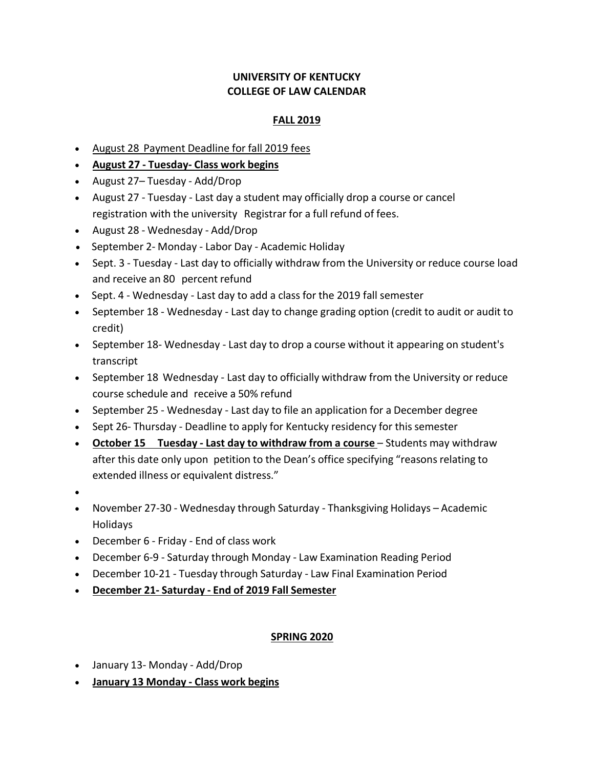**UNIVERSITY OF KENTUCKY**
**COLLEGE OF LAW CALENDAR**

**FALL 2019**

- August 28 Payment Deadline for fall 2019 fees
- **August 27 - Tuesday- Class work begins**
- August 27– Tuesday - Add/Drop
- August 27 - Tuesday - Last day a student may officially drop a course or cancel registration with the university Registrar for a full refund of fees.
- August 28 - Wednesday - Add/Drop
- September 2- Monday - Labor Day - Academic Holiday
- Sept. 3 - Tuesday - Last day to officially withdraw from the University or reduce course load and receive an 80 percent refund
- Sept. 4 - Wednesday - Last day to add a class for the 2019 fall semester
- September 18 - Wednesday - Last day to change grading option (credit to audit or audit to credit)
- September 18- Wednesday - Last day to drop a course without it appearing on student's transcript
- September 18 Wednesday - Last day to officially withdraw from the University or reduce course schedule and receive a 50% refund
- September 25 - Wednesday - Last day to file an application for a December degree
- Sept 26- Thursday - Deadline to apply for Kentucky residency for this semester
- **October 15 Tuesday - Last day to withdraw from a course** – Students may withdraw after this date only upon petition to the Dean's office specifying "reasons relating to extended illness or equivalent distress."
- 
- November 27-30 - Wednesday through Saturday - Thanksgiving Holidays – Academic Holidays
- December 6 - Friday - End of class work
- December 6-9 - Saturday through Monday - Law Examination Reading Period
- December 10-21 - Tuesday through Saturday - Law Final Examination Period
- **December 21- Saturday - End of 2019 Fall Semester**

**SPRING 2020**

- January 13- Monday - Add/Drop
- **January 13 Monday - Class work begins**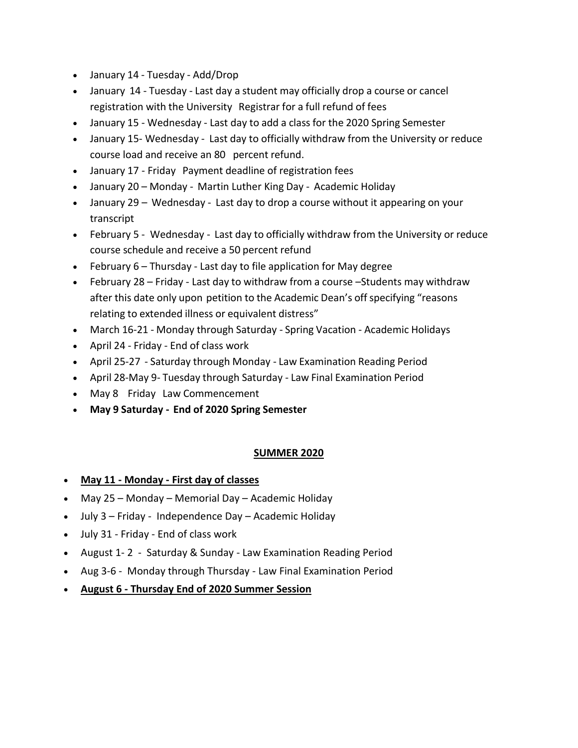- January 14 - Tuesday - Add/Drop
- January 14 - Tuesday - Last day a student may officially drop a course or cancel registration with the University Registrar for a full refund of fees
- January 15 - Wednesday - Last day to add a class for the 2020 Spring Semester
- January 15- Wednesday - Last day to officially withdraw from the University or reduce course load and receive an 80 percent refund.
- January 17 - Friday Payment deadline of registration fees
- January 20 – Monday - Martin Luther King Day - Academic Holiday
- January 29 – Wednesday - Last day to drop a course without it appearing on your transcript
- February 5 - Wednesday - Last day to officially withdraw from the University or reduce course schedule and receive a 50 percent refund
- February 6 – Thursday - Last day to file application for May degree
- February 28 – Friday - Last day to withdraw from a course –Students may withdraw after this date only upon petition to the Academic Dean's off specifying "reasons relating to extended illness or equivalent distress"
- March 16-21 - Monday through Saturday - Spring Vacation - Academic Holidays
- April 24 - Friday - End of class work
- April 25-27 - Saturday through Monday - Law Examination Reading Period
- April 28-May 9- Tuesday through Saturday - Law Final Examination Period
- May 8 Friday Law Commencement
- **May 9 Saturday - End of 2020 Spring Semester**

## SUMMER 2020

- **May 11 - Monday - First day of classes**
- May 25 – Monday – Memorial Day – Academic Holiday
- July 3 – Friday - Independence Day – Academic Holiday
- July 31 - Friday - End of class work
- August 1- 2 - Saturday & Sunday - Law Examination Reading Period
- Aug 3-6 - Monday through Thursday - Law Final Examination Period
- **August 6 - Thursday End of 2020 Summer Session**